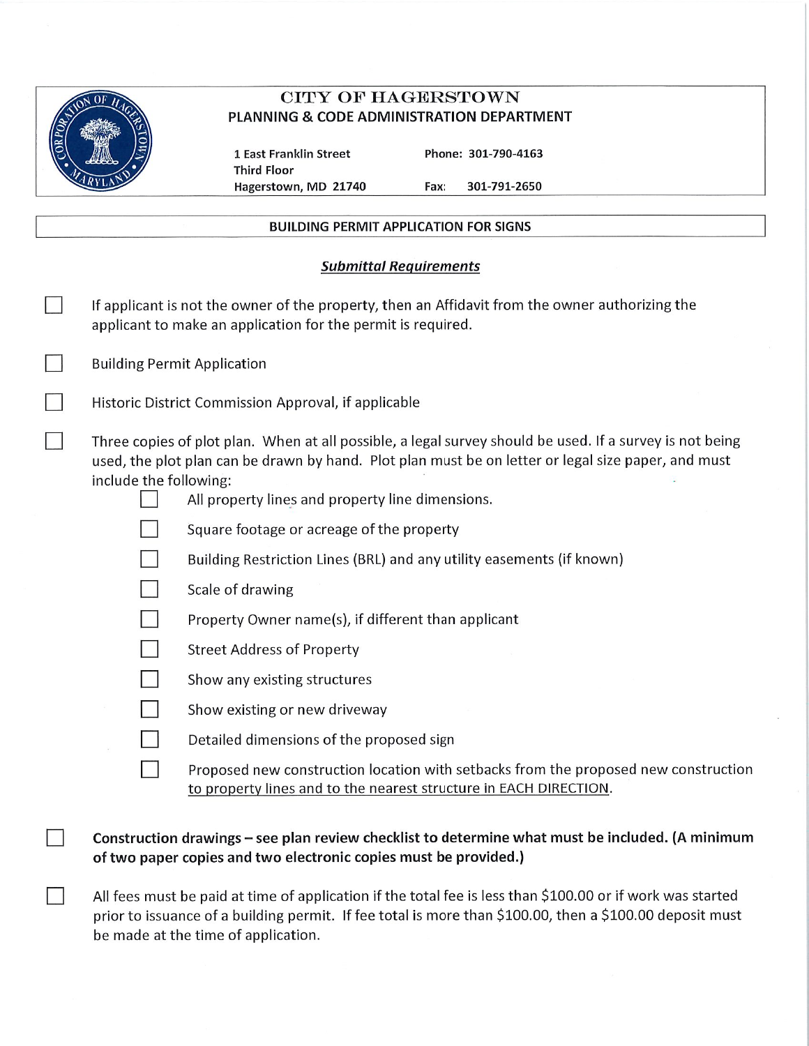# CITY OF HAGERSTOWN

## PLANNING & CODE ADMINISTRATION DEPARTMENT

1 East Franklin Street
Third Floor
Hagerstown, MD 21740

Phone: 301-790-4163
Fax: 301-791-2650

## BUILDING PERMIT APPLICATION FOR SIGNS

### *Submittal Requirements*

- ☐ If applicant is not the owner of the property, then an Affidavit from the owner authorizing the applicant to make an application for the permit is required.
- ☐ Building Permit Application
- ☐ Historic District Commission Approval, if applicable
- ☐ Three copies of plot plan. When at all possible, a legal survey should be used. If a survey is not being used, the plot plan can be drawn by hand. Plot plan must be on letter or legal size paper, and must include the following:
  - ☐ All property lines and property line dimensions.
  - ☐ Square footage or acreage of the property
  - ☐ Building Restriction Lines (BRL) and any utility easements (if known)
  - ☐ Scale of drawing
  - ☐ Property Owner name(s), if different than applicant
  - ☐ Street Address of Property
  - ☐ Show any existing structures
  - ☐ Show existing or new driveway
  - ☐ Detailed dimensions of the proposed sign
  - ☐ Proposed new construction location with setbacks from the proposed new construction to property lines and to the nearest structure in EACH DIRECTION.
- ☐ **Construction drawings – see plan review checklist to determine what must be included. (A minimum of two paper copies and two electronic copies must be provided.)**
- ☐ All fees must be paid at time of application if the total fee is less than $100.00 or if work was started prior to issuance of a building permit. If fee total is more than $100.00, then a $100.00 deposit must be made at the time of application.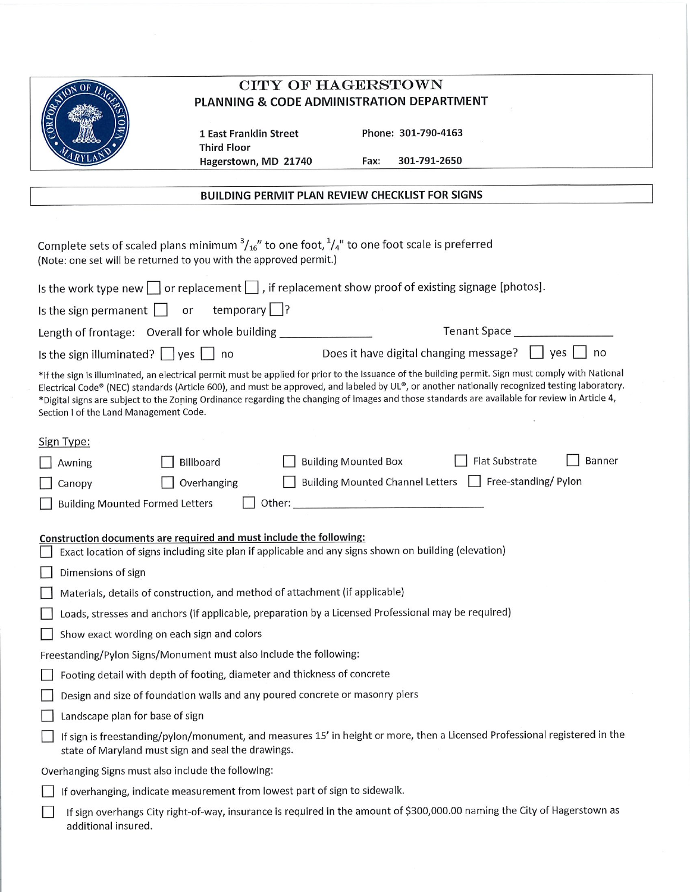# CITY OF HAGERSTOWN

## PLANNING & CODE ADMINISTRATION DEPARTMENT

1 East Franklin Street
Third Floor
Hagerstown, MD 21740

Phone: 301-790-4163

Fax: 301-791-2650

## BUILDING PERMIT PLAN REVIEW CHECKLIST FOR SIGNS

Complete sets of scaled plans minimum $^{3}/_{16}$" to one foot, $^{1}/_{4}$" to one foot scale is preferred
(Note: one set will be returned to you with the approved permit.)

Is the work type new ☐ or replacement ☐, if replacement show proof of existing signage [photos].

Is the sign permanent ☐ or temporary ☐?

Length of frontage: Overall for whole building _______________ Tenant Space _______________

Is the sign illuminated? ☐ yes ☐ no Does it have digital changing message? ☐ yes ☐ no

*If the sign is illuminated, an electrical permit must be applied for prior to the issuance of the building permit. Sign must comply with National Electrical Code® (NEC) standards (Article 600), and must be approved, and labeled by UL®, or another nationally recognized testing laboratory.
*Digital signs are subject to the Zoning Ordinance regarding the changing of images and those standards are available for review in Article 4, Section I of the Land Management Code.

Sign Type:

☐ Awning ☐ Billboard ☐ Building Mounted Box ☐ Flat Substrate ☐ Banner

☐ Canopy ☐ Overhanging ☐ Building Mounted Channel Letters ☐ Free-standing/ Pylon

☐ Building Mounted Formed Letters ☐ Other: _______________________________

**Construction documents are required and must include the following:**

☐ Exact location of signs including site plan if applicable and any signs shown on building (elevation)

☐ Dimensions of sign

☐ Materials, details of construction, and method of attachment (if applicable)

☐ Loads, stresses and anchors (if applicable, preparation by a Licensed Professional may be required)

☐ Show exact wording on each sign and colors

Freestanding/Pylon Signs/Monument must also include the following:

☐ Footing detail with depth of footing, diameter and thickness of concrete

☐ Design and size of foundation walls and any poured concrete or masonry piers

☐ Landscape plan for base of sign

☐ If sign is freestanding/pylon/monument, and measures 15' in height or more, then a Licensed Professional registered in the state of Maryland must sign and seal the drawings.

Overhanging Signs must also include the following:

☐ If overhanging, indicate measurement from lowest part of sign to sidewalk.

☐ If sign overhangs City right-of-way, insurance is required in the amount of $300,000.00 naming the City of Hagerstown as additional insured.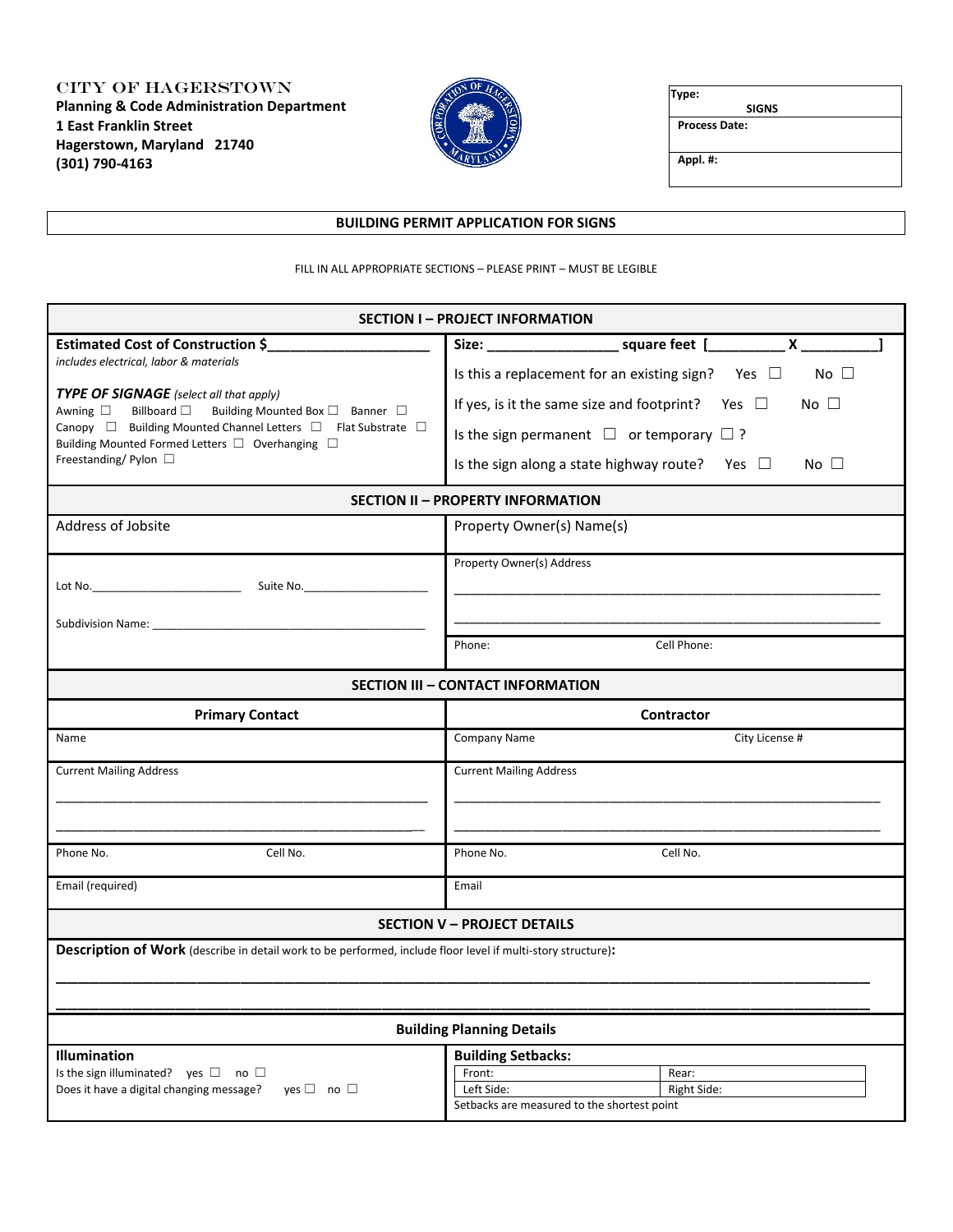CITY OF HAGERSTOWN
**Planning & Code Administration Department**
**1 East Franklin Street**
**Hagerstown, Maryland 21740**
**(301) 790-4163**

| **Type:** SIGNS |
|---|
| **Process Date:** |
| **Appl. #:** |

## BUILDING PERMIT APPLICATION FOR SIGNS

FILL IN ALL APPROPRIATE SECTIONS – PLEASE PRINT – MUST BE LEGIBLE

### SECTION I – PROJECT INFORMATION

**Estimated Cost of Construction $**____________________
*includes electrical, labor & materials*

***TYPE OF SIGNAGE*** *(select all that apply)*
Awning ☐ Billboard ☐ Building Mounted Box ☐ Banner ☐
Canopy ☐ Building Mounted Channel Letters ☐ Flat Substrate ☐
Building Mounted Formed Letters ☐ Overhanging ☐
Freestanding/ Pylon ☐

**Size:** ________________ **square feet [**_________ **X** _________**]**

Is this a replacement for an existing sign? Yes ☐ No ☐

If yes, is it the same size and footprint? Yes ☐ No ☐

Is the sign permanent ☐ or temporary ☐ ?

Is the sign along a state highway route? Yes ☐ No ☐

### SECTION II – PROPERTY INFORMATION

| Address of Jobsite | Property Owner(s) Name(s) |
|---|---|
| Lot No.________________________ Suite No.____________________ | Property Owner(s) Address ____________________ ____________________ |
| Subdivision Name: ____________________ | Phone: Cell Phone: |

### SECTION III – CONTACT INFORMATION

| **Primary Contact** | **Contractor** | |
|---|---|---|
| Name | Company Name | City License # |
| Current Mailing Address ____________________ ____________________ | Current Mailing Address ____________________ ____________________ | |
| Phone No. Cell No. | Phone No. Cell No. | |
| Email (required) | Email | |

### SECTION V – PROJECT DETAILS

**Description of Work** (describe in detail work to be performed, include floor level if multi-story structure)**:**

____________________________________________________________

____________________________________________________________

#### Building Planning Details

**Illumination**
Is the sign illuminated? yes ☐ no ☐
Does it have a digital changing message? yes ☐ no ☐

**Building Setbacks:**

| Front: | Rear: |
|---|---|
| Left Side: | Right Side: |

Setbacks are measured to the shortest point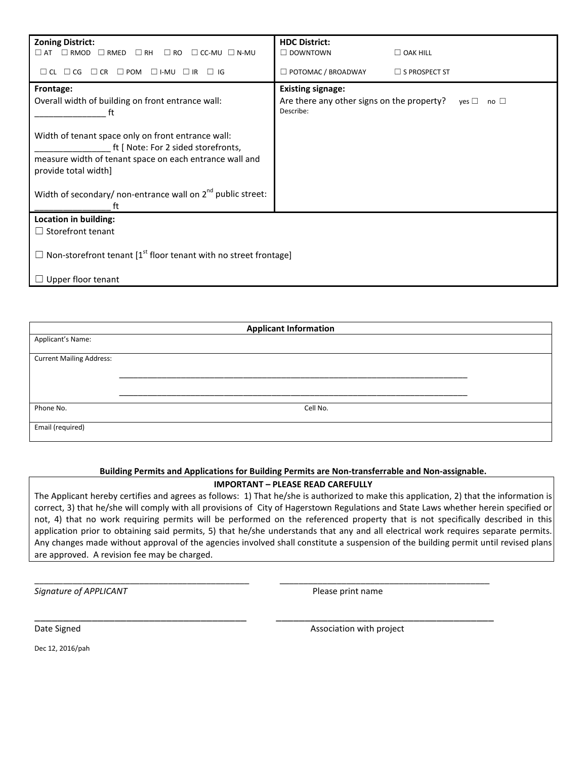| | |
|---|---|
| **Zoning District:**<br>☐ AT ☐ RMOD ☐ RMED ☐ RH ☐ RO ☐ CC-MU ☐ N-MU<br>☐ CL ☐ CG ☐ CR ☐ POM ☐ I-MU ☐ IR ☐ IG | **HDC District:**<br>☐ DOWNTOWN ☐ OAK HILL<br>☐ POTOMAC / BROADWAY ☐ S PROSPECT ST |
| **Frontage:**<br>Overall width of building on front entrance wall:<br>_______________ ft<br><br>Width of tenant space only on front entrance wall:<br>________________ ft [ Note: For 2 sided storefronts, measure width of tenant space on each entrance wall and provide total width]<br><br>Width of secondary/ non-entrance wall on 2nd public street:<br>________________ ft | **Existing signage:**<br>Are there any other signs on the property? yes ☐ no ☐<br>Describe: |

**Location in building:**

☐ Storefront tenant

☐ Non-storefront tenant [1st floor tenant with no street frontage]

☐ Upper floor tenant

| **Applicant Information** | |
|---|---|
| Applicant's Name: | |
| Current Mailing Address:<br>________________________________________________________________________________<br>________________________________________________________________________________ | |
| Phone No. | Cell No. |
| Email (required) | |

**Building Permits and Applications for Building Permits are Non-transferrable and Non-assignable.**

**IMPORTANT – PLEASE READ CAREFULLY**

The Applicant hereby certifies and agrees as follows: 1) That he/she is authorized to make this application, 2) that the information is correct, 3) that he/she will comply with all provisions of City of Hagerstown Regulations and State Laws whether herein specified or not, 4) that no work requiring permits will be performed on the referenced property that is not specifically described in this application prior to obtaining said permits, 5) that he/she understands that any and all electrical work requires separate permits. Any changes made without approval of the agencies involved shall constitute a suspension of the building permit until revised plans are approved. A revision fee may be charged.

_______________________________________________ _______________________________________________

*Signature of APPLICANT* Please print name

_______________________________________________ _______________________________________________

Date Signed Association with project

Dec 12, 2016/pah